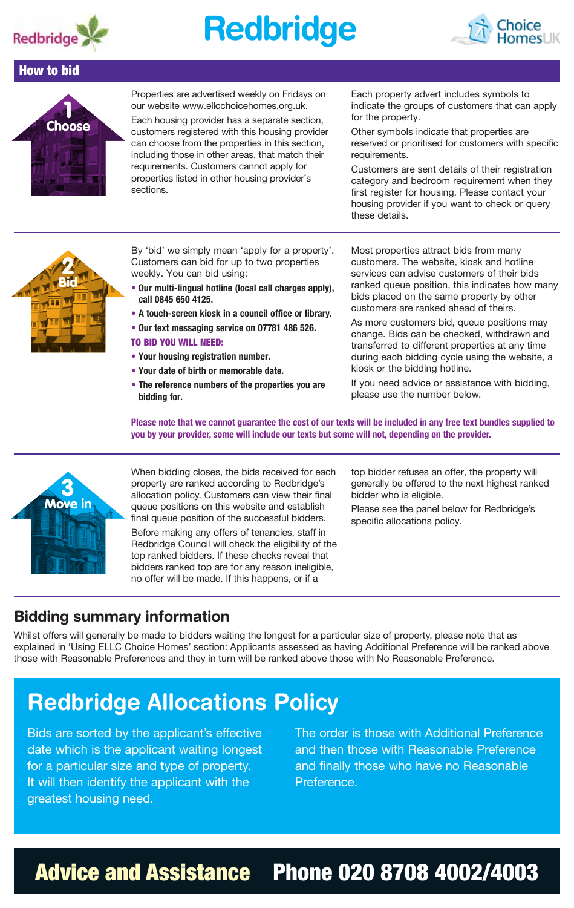Redbridge

# Redbridge

Choice HomesUK

## How to bid

### 1 Choose

Properties are advertised weekly on Fridays on our website www.ellcchoicehomes.org.uk.

Each housing provider has a separate section, customers registered with this housing provider can choose from the properties in this section, including those in other areas, that match their requirements. Customers cannot apply for properties listed in other housing provider's sections.

Each property advert includes symbols to indicate the groups of customers that can apply for the property.

Other symbols indicate that properties are reserved or prioritised for customers with specific requirements.

Customers are sent details of their registration category and bedroom requirement when they first register for housing. Please contact your housing provider if you want to check or query these details.

### 2 Bid

By 'bid' we simply mean 'apply for a property'. Customers can bid for up to two properties weekly. You can bid using:

- **Our multi-lingual hotline (local call charges apply), call 0845 650 4125.**
- **A touch-screen kiosk in a council office or library.**
- **Our text messaging service on 07781 486 526.**

**TO BID YOU WILL NEED:**

- **Your housing registration number.**
- **Your date of birth or memorable date.**
- **The reference numbers of the properties you are bidding for.**

Most properties attract bids from many customers. The website, kiosk and hotline services can advise customers of their bids ranked queue position, this indicates how many bids placed on the same property by other customers are ranked ahead of theirs.

As more customers bid, queue positions may change. Bids can be checked, withdrawn and transferred to different properties at any time during each bidding cycle using the website, a kiosk or the bidding hotline.

If you need advice or assistance with bidding, please use the number below.

**Please note that we cannot guarantee the cost of our texts will be included in any free text bundles supplied to you by your provider, some will include our texts but some will not, depending on the provider.**

### 3 Move in

When bidding closes, the bids received for each property are ranked according to Redbridge's allocation policy. Customers can view their final queue positions on this website and establish final queue position of the successful bidders.

Before making any offers of tenancies, staff in Redbridge Council will check the eligibility of the top ranked bidders. If these checks reveal that bidders ranked top are for any reason ineligible, no offer will be made. If this happens, or if a top bidder refuses an offer, the property will generally be offered to the next highest ranked bidder who is eligible.

Please see the panel below for Redbridge's specific allocations policy.

## Bidding summary information

Whilst offers will generally be made to bidders waiting the longest for a particular size of property, please note that as explained in 'Using ELLC Choice Homes' section: Applicants assessed as having Additional Preference will be ranked above those with Reasonable Preferences and they in turn will be ranked above those with No Reasonable Preference.

## Redbridge Allocations Policy

Bids are sorted by the applicant's effective date which is the applicant waiting longest for a particular size and type of property. It will then identify the applicant with the greatest housing need.

The order is those with Additional Preference and then those with Reasonable Preference and finally those who have no Reasonable Preference.

## Advice and Assistance Phone 020 8708 4002/4003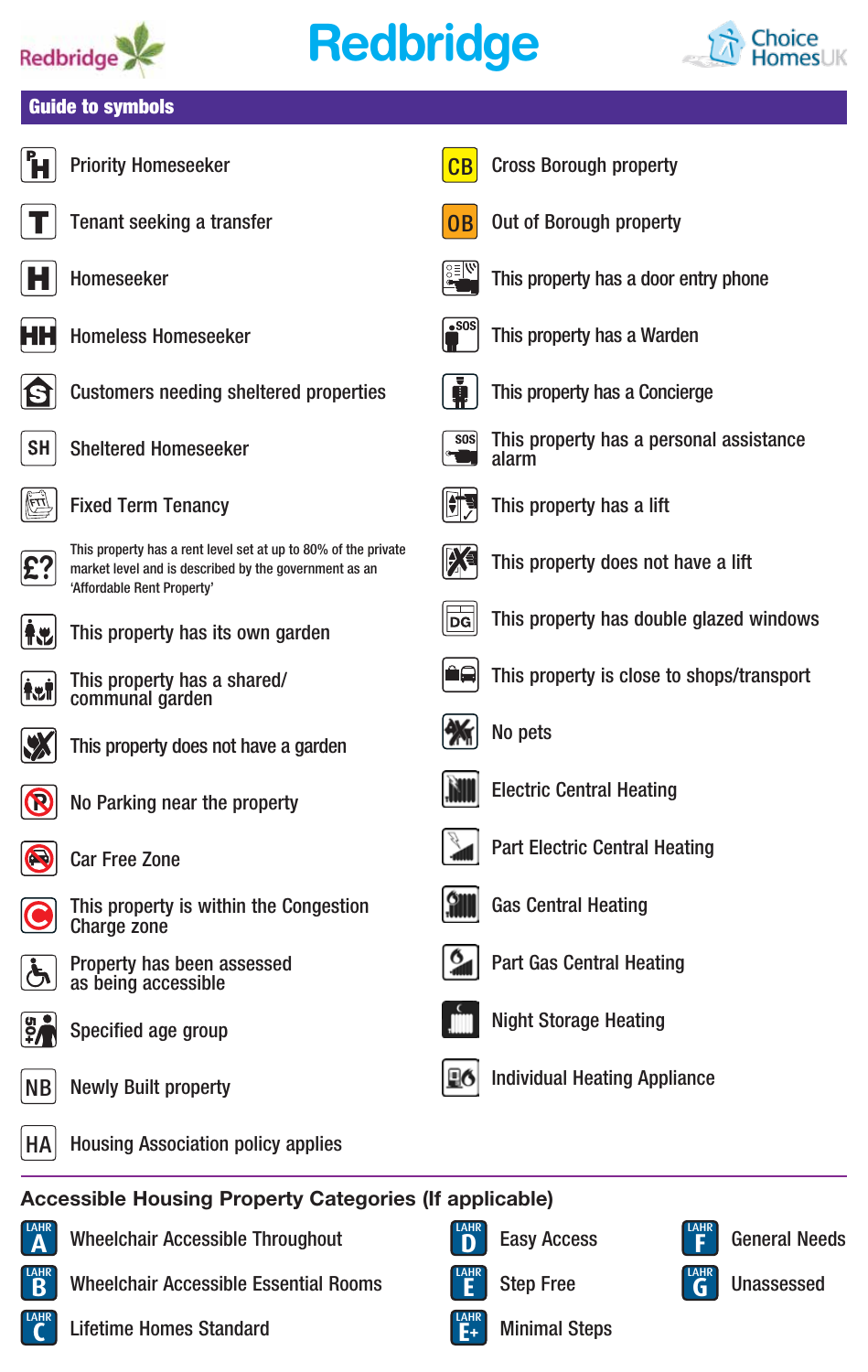# Redbridge

## Guide to symbols

- PH — Priority Homeseeker
- T — Tenant seeking a transfer
- H — Homeseeker
- HH — Homeless Homeseeker
- S — Customers needing sheltered properties
- SH — Sheltered Homeseeker
- Fixed Term Tenancy
- £? — This property has a rent level set at up to 80% of the private market level and is described by the government as an 'Affordable Rent Property'
- This property has its own garden
- This property has a shared/ communal garden
- This property does not have a garden
- No Parking near the property
- Car Free Zone
- This property is within the Congestion Charge zone
- Property has been assessed as being accessible
- 50+ — Specified age group
- NB — Newly Built property
- HA — Housing Association policy applies
- CB — Cross Borough property
- OB — Out of Borough property
- This property has a door entry phone
- SOS — This property has a Warden
- This property has a Concierge
- SOS — This property has a personal assistance alarm
- This property has a lift
- This property does not have a lift
- DG — This property has double glazed windows
- This property is close to shops/transport
- No pets
- Electric Central Heating
- Part Electric Central Heating
- Gas Central Heating
- Part Gas Central Heating
- Night Storage Heating
- Individual Heating Appliance

## Accessible Housing Property Categories (If applicable)

- LAHR A — Wheelchair Accessible Throughout
- LAHR B — Wheelchair Accessible Essential Rooms
- LAHR C — Lifetime Homes Standard
- LAHR D — Easy Access
- LAHR E — Step Free
- LAHR E+ — Minimal Steps
- LAHR F — General Needs
- LAHR G — Unassessed